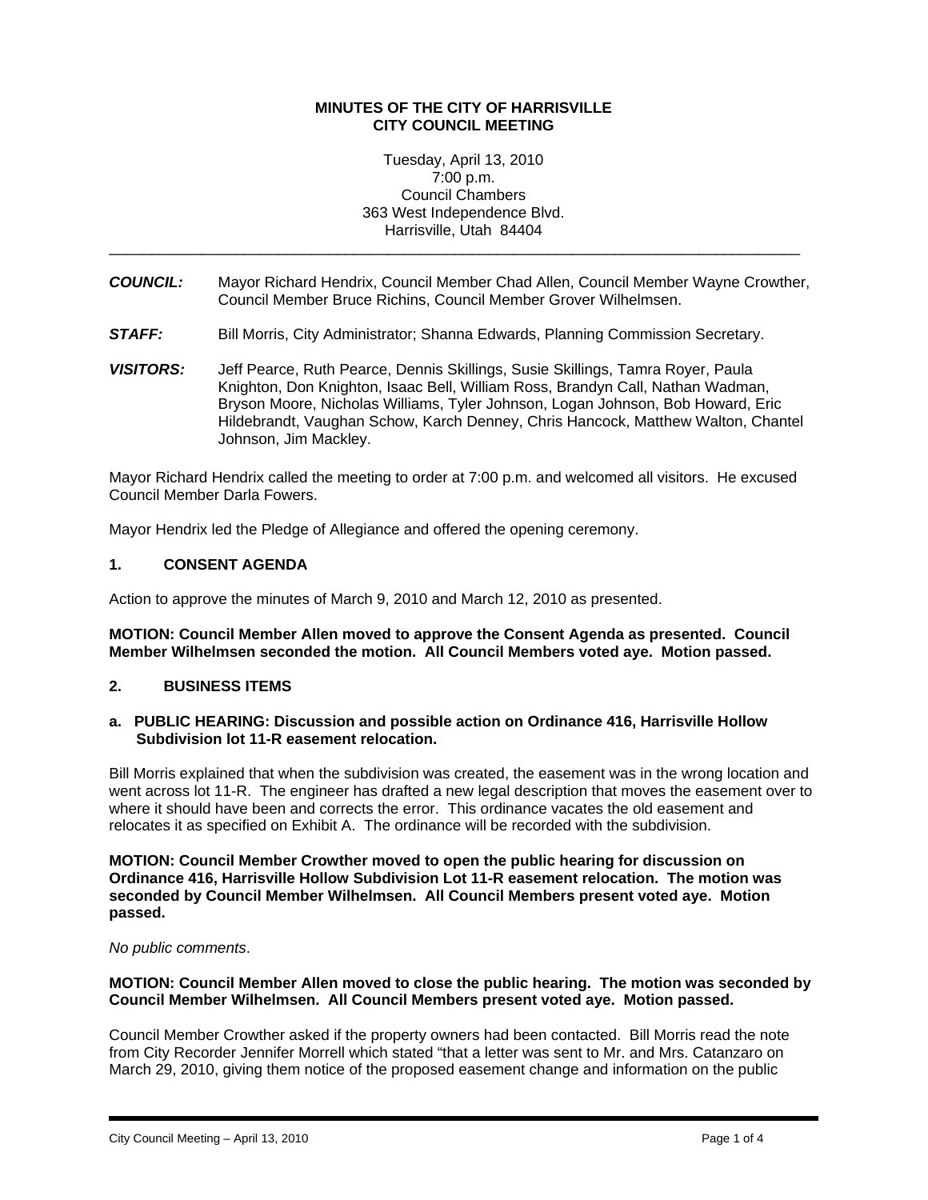**MINUTES OF THE CITY OF HARRISVILLE**
**CITY COUNCIL MEETING**

Tuesday, April 13, 2010
7:00 p.m.
Council Chambers
363 West Independence Blvd.
Harrisville, Utah 84404

---

***COUNCIL:*** Mayor Richard Hendrix, Council Member Chad Allen, Council Member Wayne Crowther, Council Member Bruce Richins, Council Member Grover Wilhelmsen.

***STAFF:*** Bill Morris, City Administrator; Shanna Edwards, Planning Commission Secretary.

***VISITORS:*** Jeff Pearce, Ruth Pearce, Dennis Skillings, Susie Skillings, Tamra Royer, Paula Knighton, Don Knighton, Isaac Bell, William Ross, Brandyn Call, Nathan Wadman, Bryson Moore, Nicholas Williams, Tyler Johnson, Logan Johnson, Bob Howard, Eric Hildebrandt, Vaughan Schow, Karch Denney, Chris Hancock, Matthew Walton, Chantel Johnson, Jim Mackley.

Mayor Richard Hendrix called the meeting to order at 7:00 p.m. and welcomed all visitors. He excused Council Member Darla Fowers.

Mayor Hendrix led the Pledge of Allegiance and offered the opening ceremony.

## 1. CONSENT AGENDA

Action to approve the minutes of March 9, 2010 and March 12, 2010 as presented.

**MOTION: Council Member Allen moved to approve the Consent Agenda as presented. Council Member Wilhelmsen seconded the motion. All Council Members voted aye. Motion passed.**

## 2. BUSINESS ITEMS

### a. PUBLIC HEARING: Discussion and possible action on Ordinance 416, Harrisville Hollow Subdivision lot 11-R easement relocation.

Bill Morris explained that when the subdivision was created, the easement was in the wrong location and went across lot 11-R. The engineer has drafted a new legal description that moves the easement over to where it should have been and corrects the error. This ordinance vacates the old easement and relocates it as specified on Exhibit A. The ordinance will be recorded with the subdivision.

**MOTION: Council Member Crowther moved to open the public hearing for discussion on Ordinance 416, Harrisville Hollow Subdivision Lot 11-R easement relocation. The motion was seconded by Council Member Wilhelmsen. All Council Members present voted aye. Motion passed.**

*No public comments.*

**MOTION: Council Member Allen moved to close the public hearing. The motion was seconded by Council Member Wilhelmsen. All Council Members present voted aye. Motion passed.**

Council Member Crowther asked if the property owners had been contacted. Bill Morris read the note from City Recorder Jennifer Morrell which stated "that a letter was sent to Mr. and Mrs. Catanzaro on March 29, 2010, giving them notice of the proposed easement change and information on the public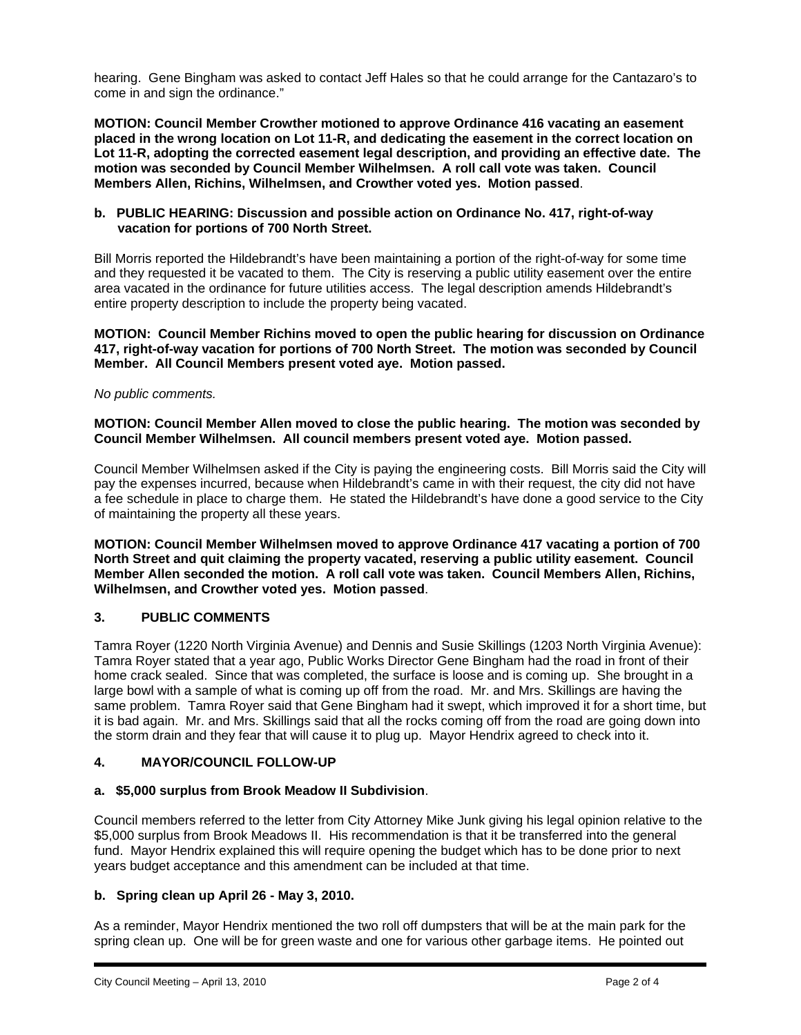hearing. Gene Bingham was asked to contact Jeff Hales so that he could arrange for the Cantazaro's to come in and sign the ordinance."

**MOTION: Council Member Crowther motioned to approve Ordinance 416 vacating an easement placed in the wrong location on Lot 11-R, and dedicating the easement in the correct location on Lot 11-R, adopting the corrected easement legal description, and providing an effective date. The motion was seconded by Council Member Wilhelmsen. A roll call vote was taken. Council Members Allen, Richins, Wilhelmsen, and Crowther voted yes. Motion passed**.

**b. PUBLIC HEARING: Discussion and possible action on Ordinance No. 417, right-of-way vacation for portions of 700 North Street.**

Bill Morris reported the Hildebrandt's have been maintaining a portion of the right-of-way for some time and they requested it be vacated to them. The City is reserving a public utility easement over the entire area vacated in the ordinance for future utilities access. The legal description amends Hildebrandt's entire property description to include the property being vacated.

**MOTION: Council Member Richins moved to open the public hearing for discussion on Ordinance 417, right-of-way vacation for portions of 700 North Street. The motion was seconded by Council Member. All Council Members present voted aye. Motion passed.**

*No public comments.*

**MOTION: Council Member Allen moved to close the public hearing. The motion was seconded by Council Member Wilhelmsen. All council members present voted aye. Motion passed.**

Council Member Wilhelmsen asked if the City is paying the engineering costs. Bill Morris said the City will pay the expenses incurred, because when Hildebrandt's came in with their request, the city did not have a fee schedule in place to charge them. He stated the Hildebrandt's have done a good service to the City of maintaining the property all these years.

**MOTION: Council Member Wilhelmsen moved to approve Ordinance 417 vacating a portion of 700 North Street and quit claiming the property vacated, reserving a public utility easement. Council Member Allen seconded the motion. A roll call vote was taken. Council Members Allen, Richins, Wilhelmsen, and Crowther voted yes. Motion passed**.

## 3. PUBLIC COMMENTS

Tamra Royer (1220 North Virginia Avenue) and Dennis and Susie Skillings (1203 North Virginia Avenue): Tamra Royer stated that a year ago, Public Works Director Gene Bingham had the road in front of their home crack sealed. Since that was completed, the surface is loose and is coming up. She brought in a large bowl with a sample of what is coming up off from the road. Mr. and Mrs. Skillings are having the same problem. Tamra Royer said that Gene Bingham had it swept, which improved it for a short time, but it is bad again. Mr. and Mrs. Skillings said that all the rocks coming off from the road are going down into the storm drain and they fear that will cause it to plug up. Mayor Hendrix agreed to check into it.

## 4. MAYOR/COUNCIL FOLLOW-UP

**a. $5,000 surplus from Brook Meadow II Subdivision**.

Council members referred to the letter from City Attorney Mike Junk giving his legal opinion relative to the $5,000 surplus from Brook Meadows II. His recommendation is that it be transferred into the general fund. Mayor Hendrix explained this will require opening the budget which has to be done prior to next years budget acceptance and this amendment can be included at that time.

**b. Spring clean up April 26 - May 3, 2010.**

As a reminder, Mayor Hendrix mentioned the two roll off dumpsters that will be at the main park for the spring clean up. One will be for green waste and one for various other garbage items. He pointed out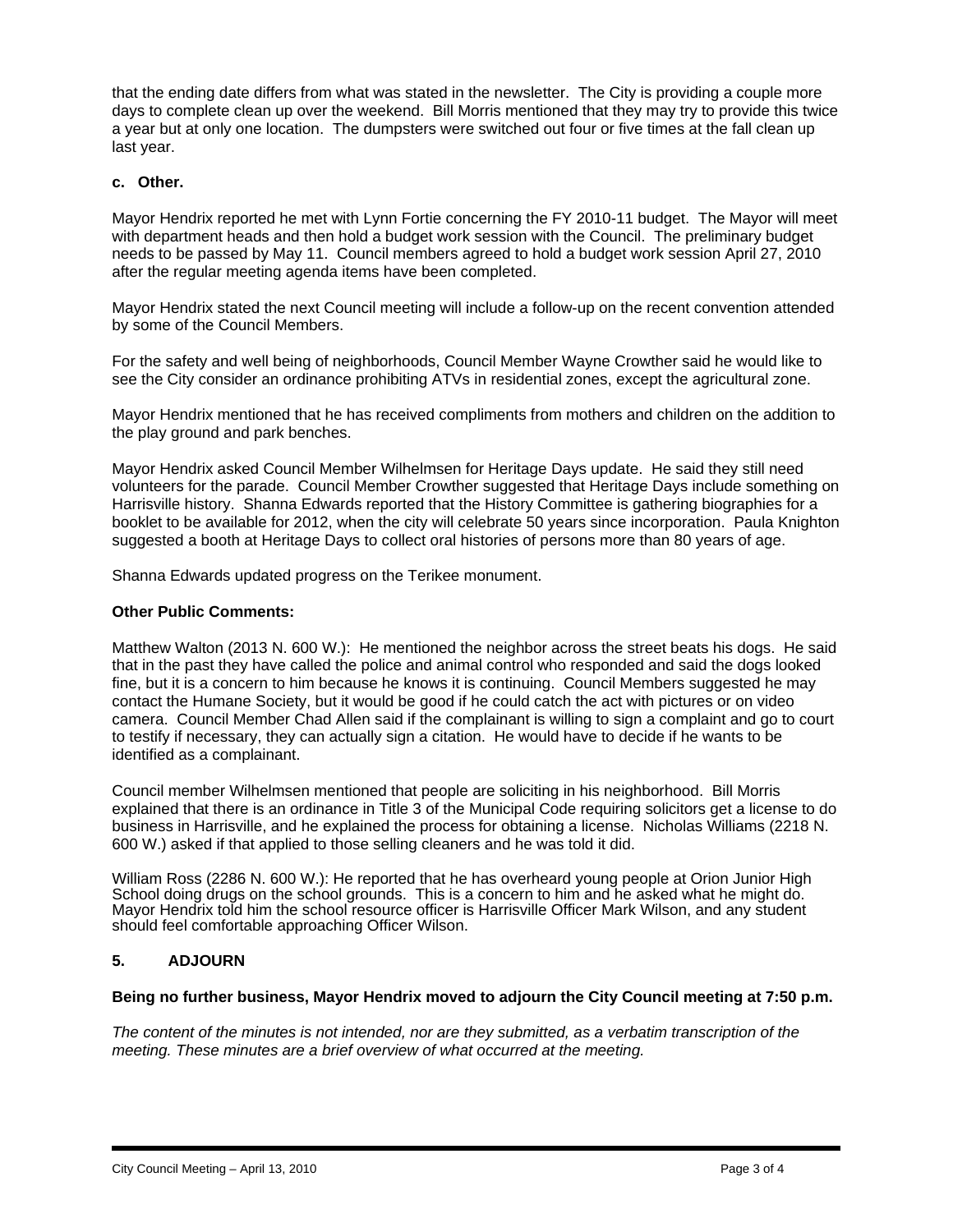that the ending date differs from what was stated in the newsletter. The City is providing a couple more days to complete clean up over the weekend. Bill Morris mentioned that they may try to provide this twice a year but at only one location. The dumpsters were switched out four or five times at the fall clean up last year.

**c. Other.**

Mayor Hendrix reported he met with Lynn Fortie concerning the FY 2010-11 budget. The Mayor will meet with department heads and then hold a budget work session with the Council. The preliminary budget needs to be passed by May 11. Council members agreed to hold a budget work session April 27, 2010 after the regular meeting agenda items have been completed.

Mayor Hendrix stated the next Council meeting will include a follow-up on the recent convention attended by some of the Council Members.

For the safety and well being of neighborhoods, Council Member Wayne Crowther said he would like to see the City consider an ordinance prohibiting ATVs in residential zones, except the agricultural zone.

Mayor Hendrix mentioned that he has received compliments from mothers and children on the addition to the play ground and park benches.

Mayor Hendrix asked Council Member Wilhelmsen for Heritage Days update. He said they still need volunteers for the parade. Council Member Crowther suggested that Heritage Days include something on Harrisville history. Shanna Edwards reported that the History Committee is gathering biographies for a booklet to be available for 2012, when the city will celebrate 50 years since incorporation. Paula Knighton suggested a booth at Heritage Days to collect oral histories of persons more than 80 years of age.

Shanna Edwards updated progress on the Terikee monument.

**Other Public Comments:**

Matthew Walton (2013 N. 600 W.): He mentioned the neighbor across the street beats his dogs. He said that in the past they have called the police and animal control who responded and said the dogs looked fine, but it is a concern to him because he knows it is continuing. Council Members suggested he may contact the Humane Society, but it would be good if he could catch the act with pictures or on video camera. Council Member Chad Allen said if the complainant is willing to sign a complaint and go to court to testify if necessary, they can actually sign a citation. He would have to decide if he wants to be identified as a complainant.

Council member Wilhelmsen mentioned that people are soliciting in his neighborhood. Bill Morris explained that there is an ordinance in Title 3 of the Municipal Code requiring solicitors get a license to do business in Harrisville, and he explained the process for obtaining a license. Nicholas Williams (2218 N. 600 W.) asked if that applied to those selling cleaners and he was told it did.

William Ross (2286 N. 600 W.): He reported that he has overheard young people at Orion Junior High School doing drugs on the school grounds. This is a concern to him and he asked what he might do. Mayor Hendrix told him the school resource officer is Harrisville Officer Mark Wilson, and any student should feel comfortable approaching Officer Wilson.

## 5. ADJOURN

**Being no further business, Mayor Hendrix moved to adjourn the City Council meeting at 7:50 p.m.**

*The content of the minutes is not intended, nor are they submitted, as a verbatim transcription of the meeting. These minutes are a brief overview of what occurred at the meeting.*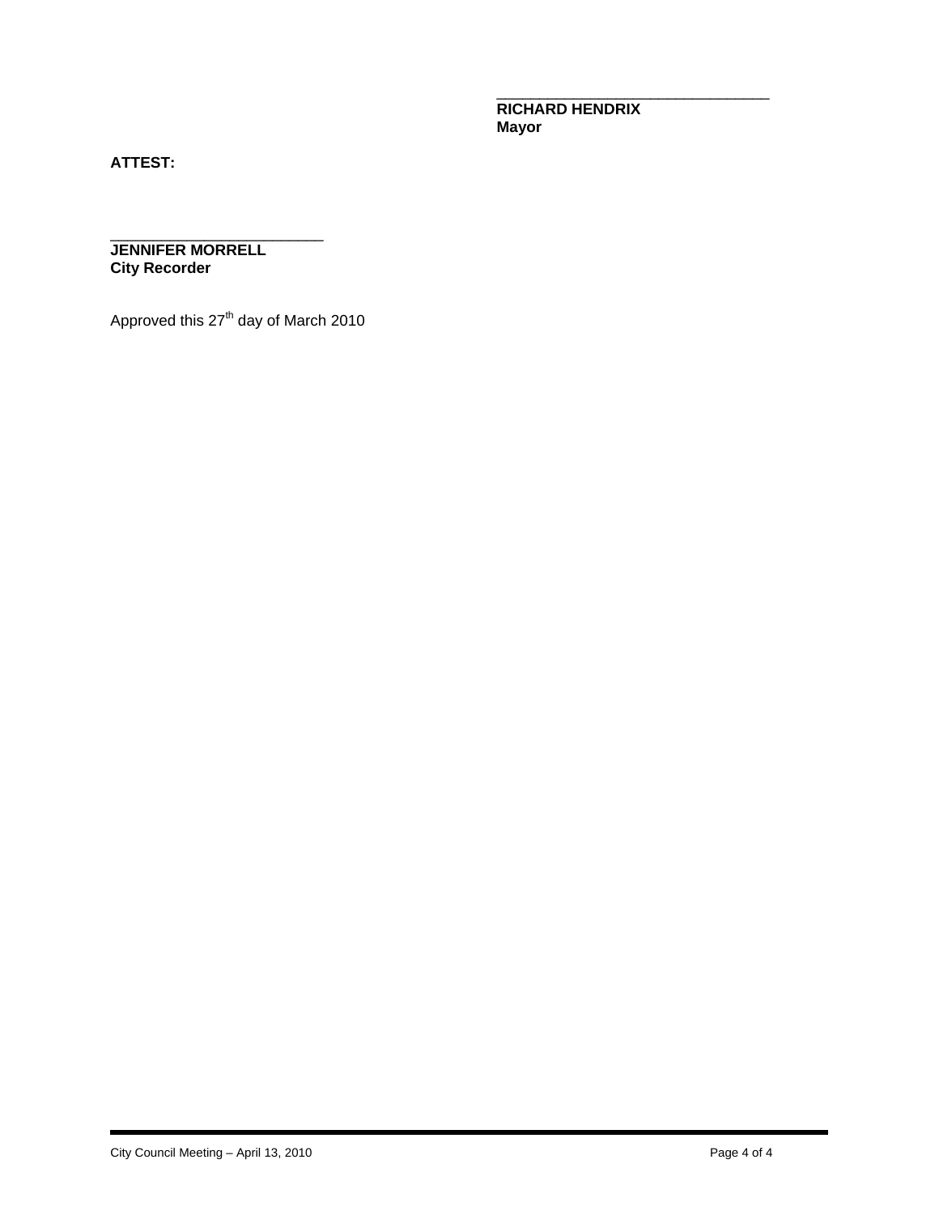\_\_\_\_\_\_\_\_\_\_\_\_\_\_\_\_\_\_\_\_\_\_\_\_\_\_\_\_\_\_\_\_

**RICHARD HENDRIX**
**Mayor**

**ATTEST:**

\_\_\_\_\_\_\_\_\_\_\_\_\_\_\_\_\_\_\_\_\_\_\_\_\_\_\_\_

**JENNIFER MORRELL**
**City Recorder**

Approved this 27th day of March 2010